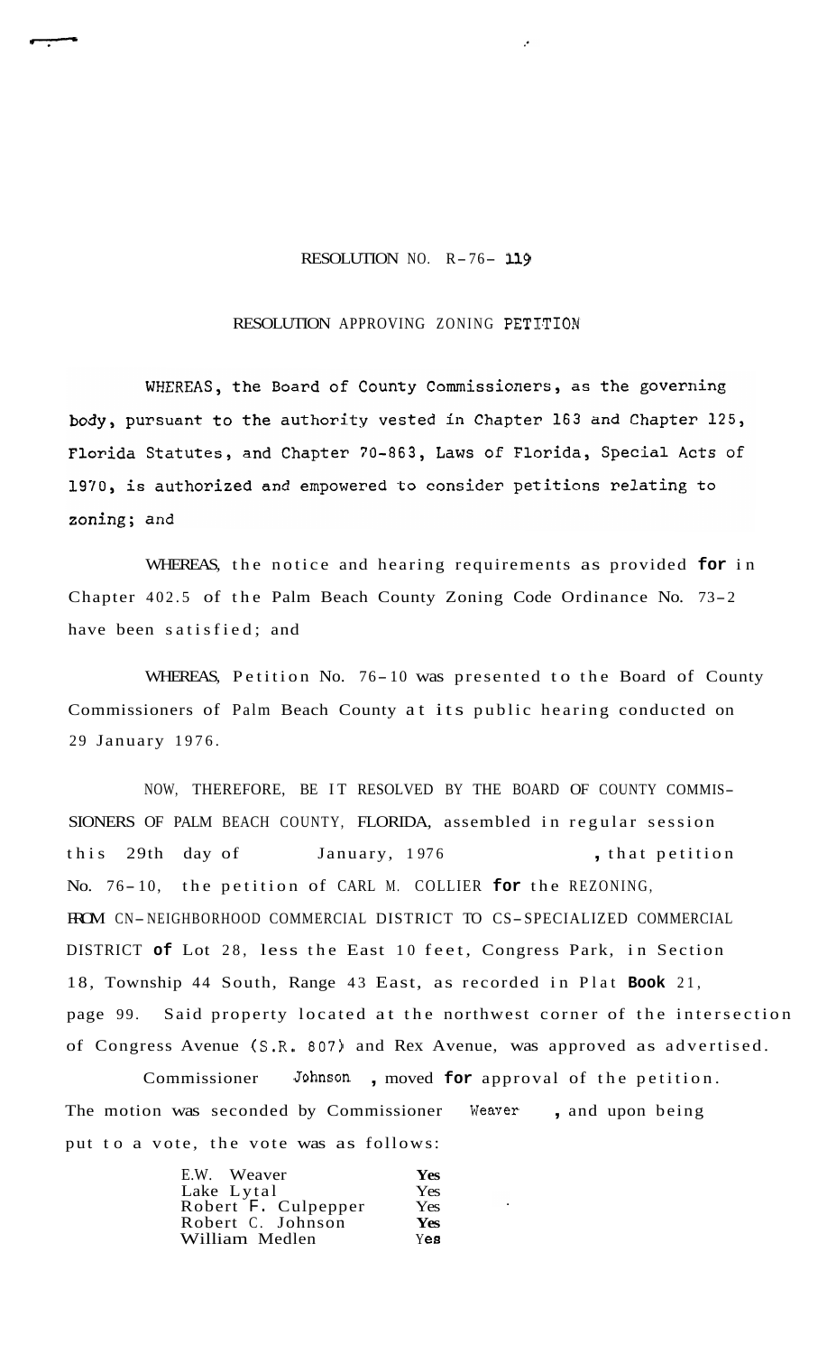RESOLUTION NO. R-76- 119

RESOLUTION APPROVING ZONING PETITION

WHEREAS, the Board of County Commissioners, as the governing body, pursuant to the authority vested in Chapter 163 and Chapter 125, Florida Statutes, and Chapter 70-863, Laws of Florida, Special Acts of 1970, is authorized and empowered to consider petitions relating to zoning; and

WHEREAS, the notice and hearing requirements as provided **for** in Chapter 402.5 of the Palm Beach County Zoning Code Ordinance No. 73-2 have been satisfied; and

WHEREAS, Petition No. 76-10 was presented to the Board of County Commissioners of Palm Beach County at its public hearing conducted on 29 January 1976.

NOW, THEREFORE, BE IT RESOLVED BY THE BOARD OF COUNTY COMMISSIONERS OF PALM BEACH COUNTY, FLORIDA, assembled in regular session this 29th day of January, 1976, that petition No. 76-10, the petition of CARL M. COLLIER **for** the REZONING, FROM CN-NEIGHBORHOOD COMMERCIAL DISTRICT TO CS-SPECIALIZED COMMERCIAL DISTRICT **of** Lot 28, less the East 10 feet, Congress Park, in Section 18, Township 44 South, Range 43 East, as recorded in Plat **Book** 21, page 99. Said property located at the northwest corner of the intersection of Congress Avenue (S.R. 807) and Rex Avenue, was approved as advertised.

Commissioner Johnson, moved **for** approval of the petition. The motion was seconded by Commissioner Weaver, and upon being put to a vote, the vote was as follows:

| | |
|---|---|
| E.W. Weaver | **Yes** |
| Lake Lytal | Yes |
| Robert F. Culpepper | Yes |
| Robert C. Johnson | **Yes** |
| William Medlen | Yes |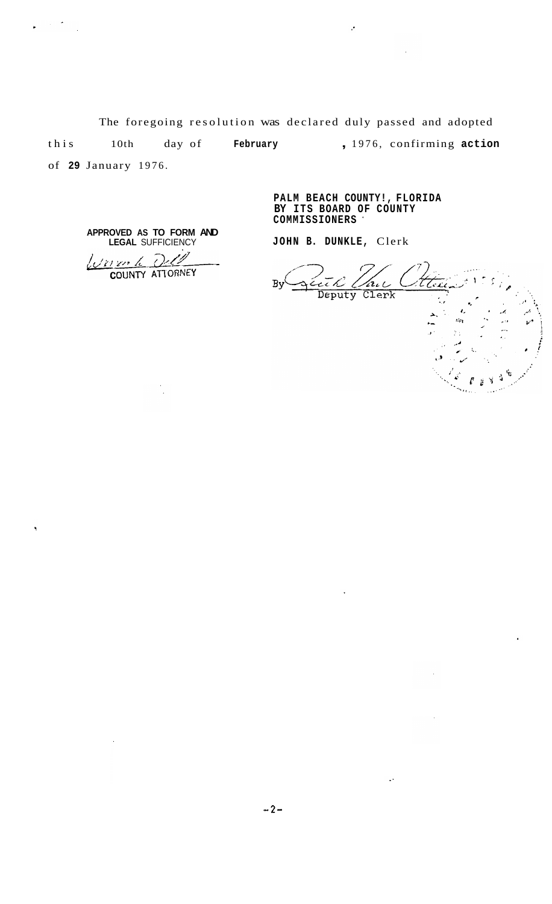The foregoing resolution was declared duly passed and adopted this 10th day of **February** , 1976, confirming **action** of **29** January 1976.

**APPROVED AS TO FORM AND LEGAL SUFFICIENCY**

COUNTY ATTORNEY

**PALM BEACH COUNTY!, FLORIDA BY ITS BOARD OF COUNTY COMMISSIONERS**

**JOHN B. DUNKLE,** Clerk

By
Deputy Clerk